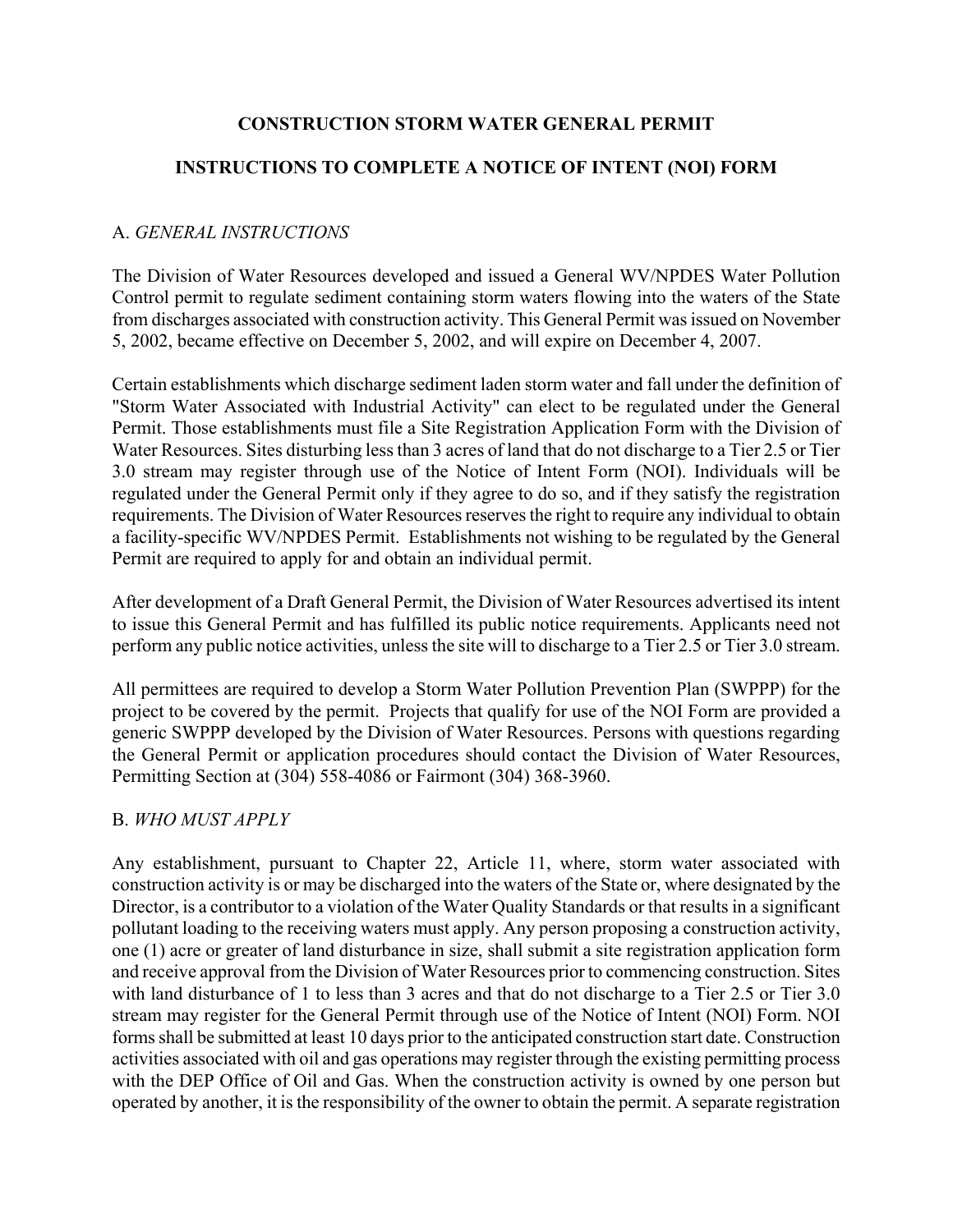# CONSTRUCTION STORM WATER GENERAL PERMIT

## INSTRUCTIONS TO COMPLETE A NOTICE OF INTENT (NOI) FORM

### A. *GENERAL INSTRUCTIONS*

The Division of Water Resources developed and issued a General WV/NPDES Water Pollution Control permit to regulate sediment containing storm waters flowing into the waters of the State from discharges associated with construction activity. This General Permit was issued on November 5, 2002, became effective on December 5, 2002, and will expire on December 4, 2007.

Certain establishments which discharge sediment laden storm water and fall under the definition of "Storm Water Associated with Industrial Activity" can elect to be regulated under the General Permit. Those establishments must file a Site Registration Application Form with the Division of Water Resources. Sites disturbing less than 3 acres of land that do not discharge to a Tier 2.5 or Tier 3.0 stream may register through use of the Notice of Intent Form (NOI). Individuals will be regulated under the General Permit only if they agree to do so, and if they satisfy the registration requirements. The Division of Water Resources reserves the right to require any individual to obtain a facility-specific WV/NPDES Permit. Establishments not wishing to be regulated by the General Permit are required to apply for and obtain an individual permit.

After development of a Draft General Permit, the Division of Water Resources advertised its intent to issue this General Permit and has fulfilled its public notice requirements. Applicants need not perform any public notice activities, unless the site will to discharge to a Tier 2.5 or Tier 3.0 stream.

All permittees are required to develop a Storm Water Pollution Prevention Plan (SWPPP) for the project to be covered by the permit. Projects that qualify for use of the NOI Form are provided a generic SWPPP developed by the Division of Water Resources. Persons with questions regarding the General Permit or application procedures should contact the Division of Water Resources, Permitting Section at (304) 558-4086 or Fairmont (304) 368-3960.

### B. *WHO MUST APPLY*

Any establishment, pursuant to Chapter 22, Article 11, where, storm water associated with construction activity is or may be discharged into the waters of the State or, where designated by the Director, is a contributor to a violation of the Water Quality Standards or that results in a significant pollutant loading to the receiving waters must apply. Any person proposing a construction activity, one (1) acre or greater of land disturbance in size, shall submit a site registration application form and receive approval from the Division of Water Resources prior to commencing construction. Sites with land disturbance of 1 to less than 3 acres and that do not discharge to a Tier 2.5 or Tier 3.0 stream may register for the General Permit through use of the Notice of Intent (NOI) Form. NOI forms shall be submitted at least 10 days prior to the anticipated construction start date. Construction activities associated with oil and gas operations may register through the existing permitting process with the DEP Office of Oil and Gas. When the construction activity is owned by one person but operated by another, it is the responsibility of the owner to obtain the permit. A separate registration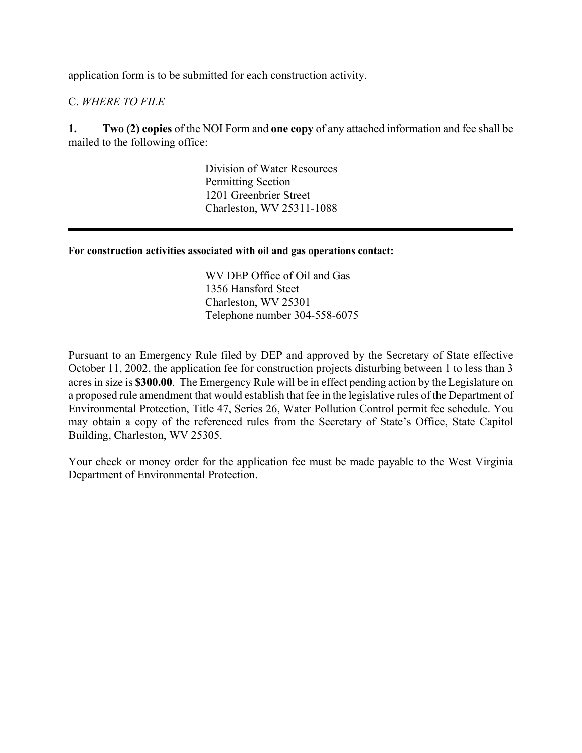application form is to be submitted for each construction activity.

C. *WHERE TO FILE*

**1.** **Two (2) copies** of the NOI Form and **one copy** of any attached information and fee shall be mailed to the following office:

> Division of Water Resources
> Permitting Section
> 1201 Greenbrier Street
> Charleston, WV 25311-1088

---

**For construction activities associated with oil and gas operations contact:**

> WV DEP Office of Oil and Gas
> 1356 Hansford Steet
> Charleston, WV 25301
> Telephone number 304-558-6075

Pursuant to an Emergency Rule filed by DEP and approved by the Secretary of State effective October 11, 2002, the application fee for construction projects disturbing between 1 to less than 3 acres in size is **$300.00**. The Emergency Rule will be in effect pending action by the Legislature on a proposed rule amendment that would establish that fee in the legislative rules of the Department of Environmental Protection, Title 47, Series 26, Water Pollution Control permit fee schedule. You may obtain a copy of the referenced rules from the Secretary of State's Office, State Capitol Building, Charleston, WV 25305.

Your check or money order for the application fee must be made payable to the West Virginia Department of Environmental Protection.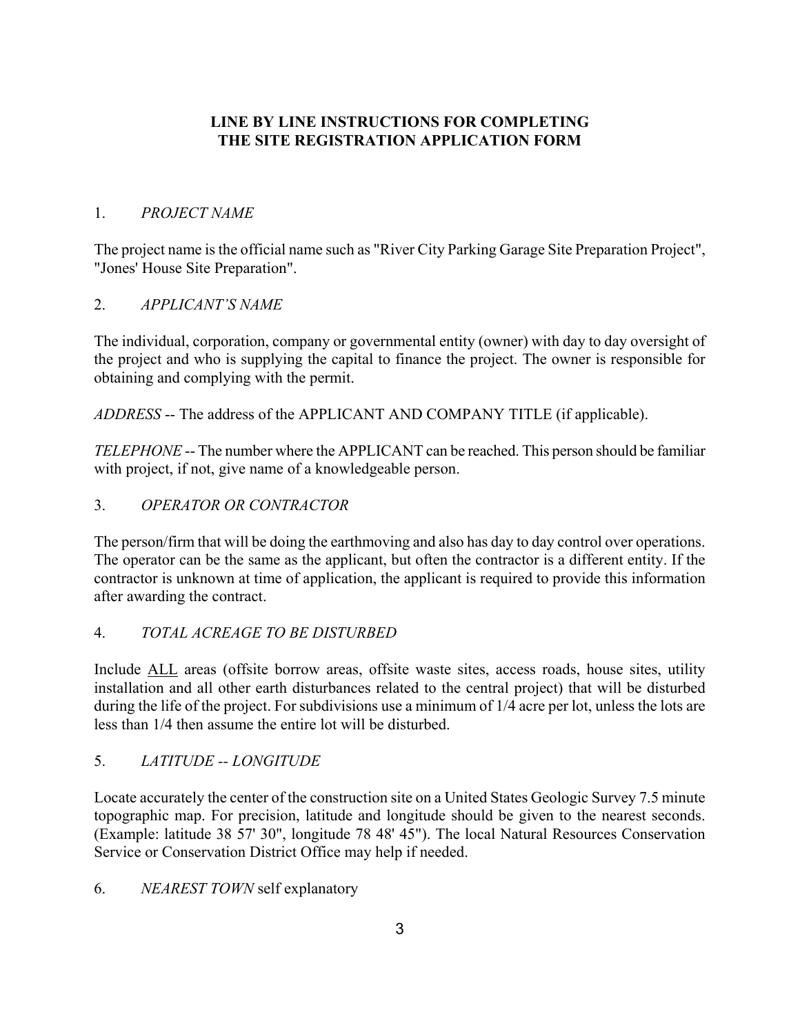## LINE BY LINE INSTRUCTIONS FOR COMPLETING THE SITE REGISTRATION APPLICATION FORM

1. *PROJECT NAME*

The project name is the official name such as "River City Parking Garage Site Preparation Project", "Jones' House Site Preparation".

2. *APPLICANT'S NAME*

The individual, corporation, company or governmental entity (owner) with day to day oversight of the project and who is supplying the capital to finance the project. The owner is responsible for obtaining and complying with the permit.

*ADDRESS* -- The address of the APPLICANT AND COMPANY TITLE (if applicable).

*TELEPHONE* -- The number where the APPLICANT can be reached. This person should be familiar with project, if not, give name of a knowledgeable person.

3. *OPERATOR OR CONTRACTOR*

The person/firm that will be doing the earthmoving and also has day to day control over operations. The operator can be the same as the applicant, but often the contractor is a different entity. If the contractor is unknown at time of application, the applicant is required to provide this information after awarding the contract.

4. *TOTAL ACREAGE TO BE DISTURBED*

Include <u>ALL</u> areas (offsite borrow areas, offsite waste sites, access roads, house sites, utility installation and all other earth disturbances related to the central project) that will be disturbed during the life of the project. For subdivisions use a minimum of 1/4 acre per lot, unless the lots are less than 1/4 then assume the entire lot will be disturbed.

5. *LATITUDE -- LONGITUDE*

Locate accurately the center of the construction site on a United States Geologic Survey 7.5 minute topographic map. For precision, latitude and longitude should be given to the nearest seconds. (Example: latitude 38 57' 30", longitude 78 48' 45"). The local Natural Resources Conservation Service or Conservation District Office may help if needed.

6. *NEAREST TOWN* self explanatory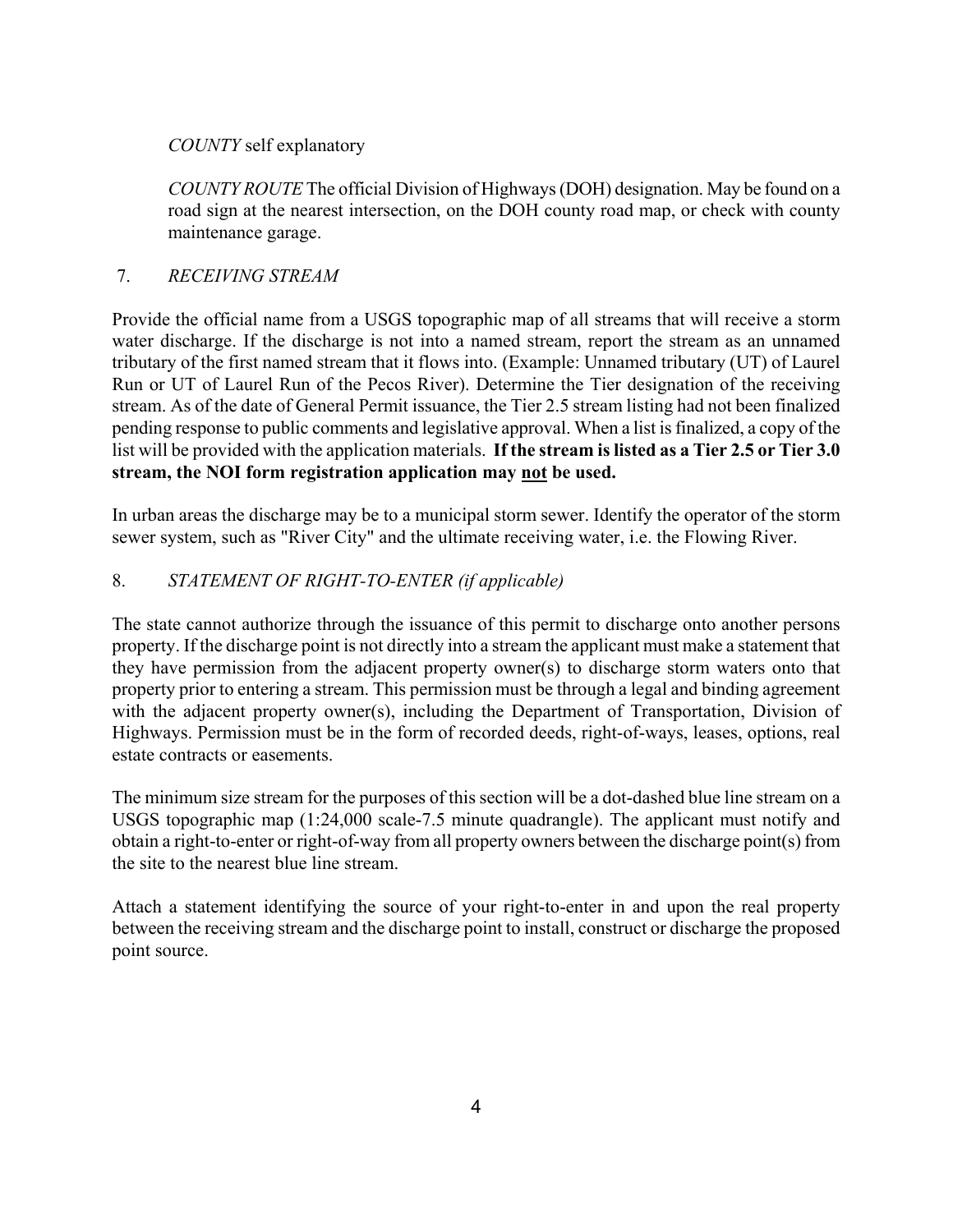*COUNTY* self explanatory

*COUNTY ROUTE* The official Division of Highways (DOH) designation. May be found on a road sign at the nearest intersection, on the DOH county road map, or check with county maintenance garage.

7. *RECEIVING STREAM*

Provide the official name from a USGS topographic map of all streams that will receive a storm water discharge. If the discharge is not into a named stream, report the stream as an unnamed tributary of the first named stream that it flows into. (Example: Unnamed tributary (UT) of Laurel Run or UT of Laurel Run of the Pecos River). Determine the Tier designation of the receiving stream. As of the date of General Permit issuance, the Tier 2.5 stream listing had not been finalized pending response to public comments and legislative approval. When a list is finalized, a copy of the list will be provided with the application materials. **If the stream is listed as a Tier 2.5 or Tier 3.0 stream, the NOI form registration application may <u>not</u> be used.**

In urban areas the discharge may be to a municipal storm sewer. Identify the operator of the storm sewer system, such as "River City" and the ultimate receiving water, i.e. the Flowing River.

8. *STATEMENT OF RIGHT-TO-ENTER (if applicable)*

The state cannot authorize through the issuance of this permit to discharge onto another persons property. If the discharge point is not directly into a stream the applicant must make a statement that they have permission from the adjacent property owner(s) to discharge storm waters onto that property prior to entering a stream. This permission must be through a legal and binding agreement with the adjacent property owner(s), including the Department of Transportation, Division of Highways. Permission must be in the form of recorded deeds, right-of-ways, leases, options, real estate contracts or easements.

The minimum size stream for the purposes of this section will be a dot-dashed blue line stream on a USGS topographic map (1:24,000 scale-7.5 minute quadrangle). The applicant must notify and obtain a right-to-enter or right-of-way from all property owners between the discharge point(s) from the site to the nearest blue line stream.

Attach a statement identifying the source of your right-to-enter in and upon the real property between the receiving stream and the discharge point to install, construct or discharge the proposed point source.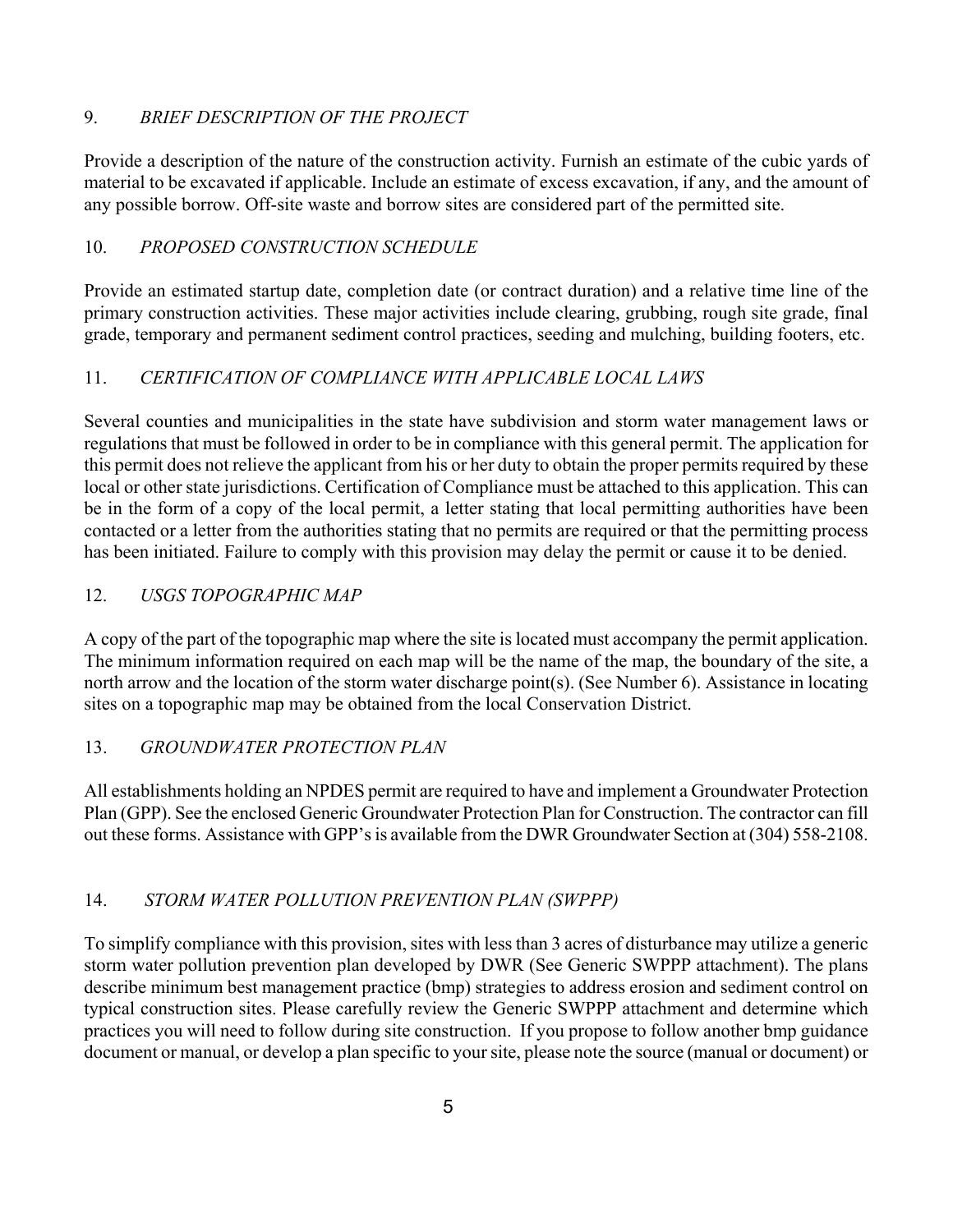## 9. *BRIEF DESCRIPTION OF THE PROJECT*

Provide a description of the nature of the construction activity. Furnish an estimate of the cubic yards of material to be excavated if applicable. Include an estimate of excess excavation, if any, and the amount of any possible borrow. Off-site waste and borrow sites are considered part of the permitted site.

## 10. *PROPOSED CONSTRUCTION SCHEDULE*

Provide an estimated startup date, completion date (or contract duration) and a relative time line of the primary construction activities. These major activities include clearing, grubbing, rough site grade, final grade, temporary and permanent sediment control practices, seeding and mulching, building footers, etc.

## 11. *CERTIFICATION OF COMPLIANCE WITH APPLICABLE LOCAL LAWS*

Several counties and municipalities in the state have subdivision and storm water management laws or regulations that must be followed in order to be in compliance with this general permit. The application for this permit does not relieve the applicant from his or her duty to obtain the proper permits required by these local or other state jurisdictions. Certification of Compliance must be attached to this application. This can be in the form of a copy of the local permit, a letter stating that local permitting authorities have been contacted or a letter from the authorities stating that no permits are required or that the permitting process has been initiated. Failure to comply with this provision may delay the permit or cause it to be denied.

## 12. *USGS TOPOGRAPHIC MAP*

A copy of the part of the topographic map where the site is located must accompany the permit application. The minimum information required on each map will be the name of the map, the boundary of the site, a north arrow and the location of the storm water discharge point(s). (See Number 6). Assistance in locating sites on a topographic map may be obtained from the local Conservation District.

## 13. *GROUNDWATER PROTECTION PLAN*

All establishments holding an NPDES permit are required to have and implement a Groundwater Protection Plan (GPP). See the enclosed Generic Groundwater Protection Plan for Construction. The contractor can fill out these forms. Assistance with GPP's is available from the DWR Groundwater Section at (304) 558-2108.

## 14. *STORM WATER POLLUTION PREVENTION PLAN (SWPPP)*

To simplify compliance with this provision, sites with less than 3 acres of disturbance may utilize a generic storm water pollution prevention plan developed by DWR (See Generic SWPPP attachment). The plans describe minimum best management practice (bmp) strategies to address erosion and sediment control on typical construction sites. Please carefully review the Generic SWPPP attachment and determine which practices you will need to follow during site construction. If you propose to follow another bmp guidance document or manual, or develop a plan specific to your site, please note the source (manual or document) or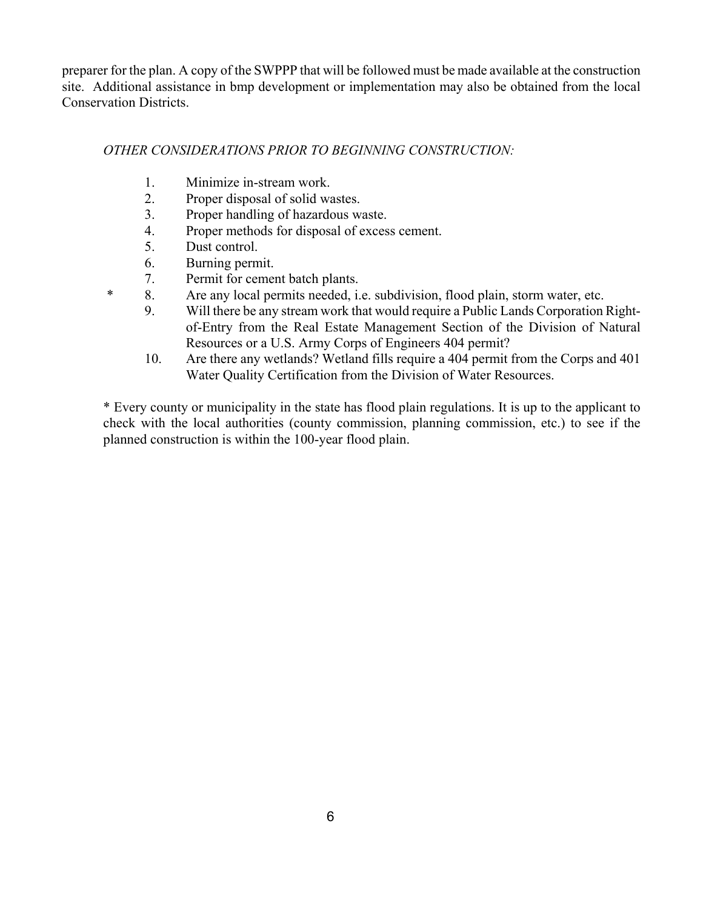preparer for the plan. A copy of the SWPPP that will be followed must be made available at the construction site. Additional assistance in bmp development or implementation may also be obtained from the local Conservation Districts.

*OTHER CONSIDERATIONS PRIOR TO BEGINNING CONSTRUCTION:*

1. Minimize in-stream work.
2. Proper disposal of solid wastes.
3. Proper handling of hazardous waste.
4. Proper methods for disposal of excess cement.
5. Dust control.
6. Burning permit.
7. Permit for cement batch plants.
8. \* Are any local permits needed, i.e. subdivision, flood plain, storm water, etc.
9. Will there be any stream work that would require a Public Lands Corporation Right-of-Entry from the Real Estate Management Section of the Division of Natural Resources or a U.S. Army Corps of Engineers 404 permit?
10. Are there any wetlands? Wetland fills require a 404 permit from the Corps and 401 Water Quality Certification from the Division of Water Resources.

\* Every county or municipality in the state has flood plain regulations. It is up to the applicant to check with the local authorities (county commission, planning commission, etc.) to see if the planned construction is within the 100-year flood plain.